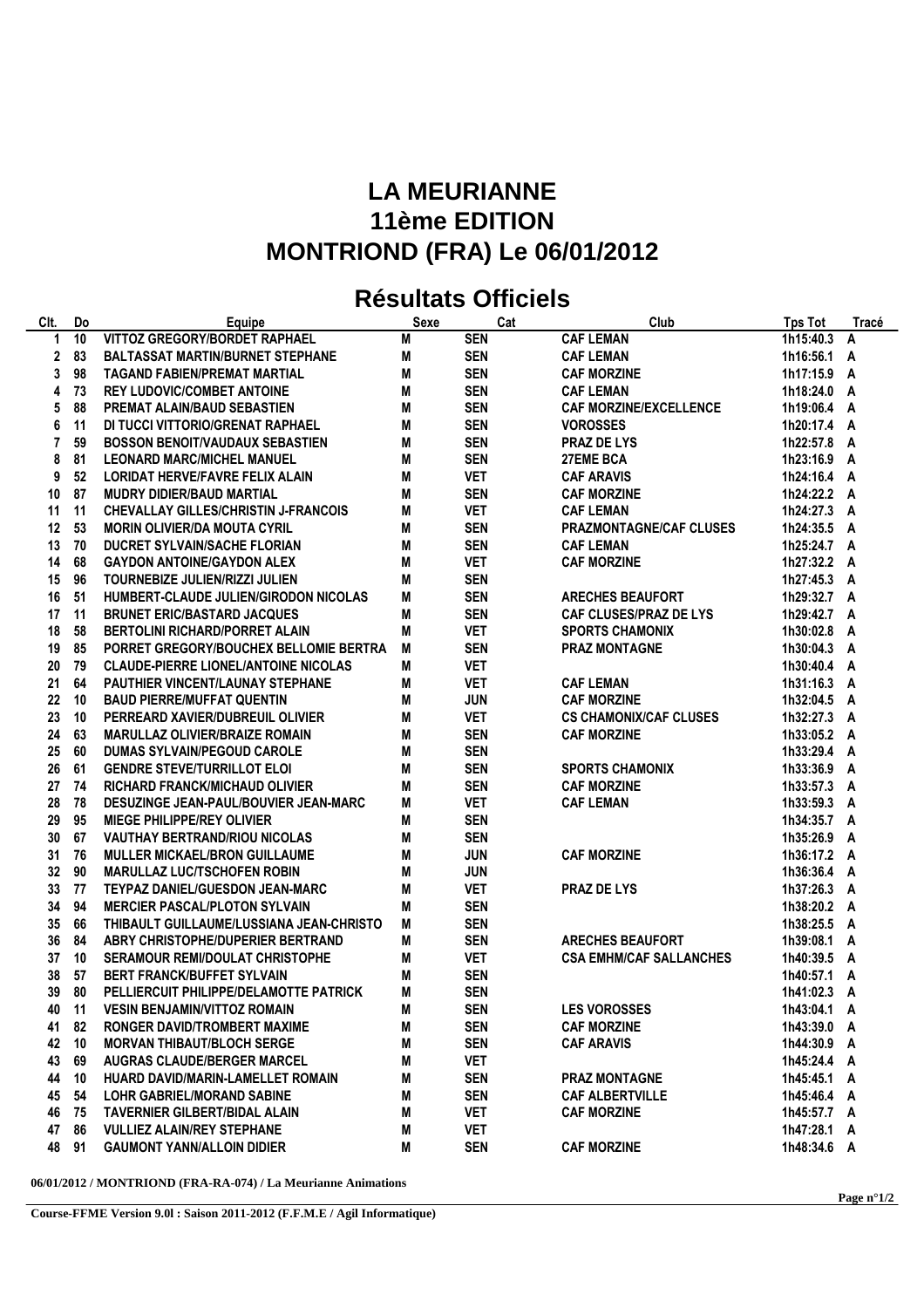# LA MEURIANNE
# 11ème EDITION
# MONTRIOND (FRA) Le 06/01/2012

## Résultats Officiels

| Clt. | Do | Equipe | Sexe | Cat | Club | Tps Tot | Tracé |
|---|---|---|---|---|---|---|---|
| 1 | 10 | VITTOZ GREGORY/BORDET RAPHAEL | M | SEN | CAF LEMAN | 1h15:40.3 | A |
| 2 | 83 | BALTASSAT MARTIN/BURNET STEPHANE | M | SEN | CAF LEMAN | 1h16:56.1 | A |
| 3 | 98 | TAGAND FABIEN/PREMAT MARTIAL | M | SEN | CAF MORZINE | 1h17:15.9 | A |
| 4 | 73 | REY LUDOVIC/COMBET ANTOINE | M | SEN | CAF LEMAN | 1h18:24.0 | A |
| 5 | 88 | PREMAT ALAIN/BAUD SEBASTIEN | M | SEN | CAF MORZINE/EXCELLENCE | 1h19:06.4 | A |
| 6 | 11 | DI TUCCI VITTORIO/GRENAT RAPHAEL | M | SEN | VOROSSES | 1h20:17.4 | A |
| 7 | 59 | BOSSON BENOIT/VAUDAUX SEBASTIEN | M | SEN | PRAZ DE LYS | 1h22:57.8 | A |
| 8 | 81 | LEONARD MARC/MICHEL MANUEL | M | SEN | 27EME BCA | 1h23:16.9 | A |
| 9 | 52 | LORIDAT HERVE/FAVRE FELIX ALAIN | M | VET | CAF ARAVIS | 1h24:16.4 | A |
| 10 | 87 | MUDRY DIDIER/BAUD MARTIAL | M | SEN | CAF MORZINE | 1h24:22.2 | A |
| 11 | 11 | CHEVALLAY GILLES/CHRISTIN J-FRANCOIS | M | VET | CAF LEMAN | 1h24:27.3 | A |
| 12 | 53 | MORIN OLIVIER/DA MOUTA CYRIL | M | SEN | PRAZMONTAGNE/CAF CLUSES | 1h24:35.5 | A |
| 13 | 70 | DUCRET SYLVAIN/SACHE FLORIAN | M | SEN | CAF LEMAN | 1h25:24.7 | A |
| 14 | 68 | GAYDON ANTOINE/GAYDON ALEX | M | VET | CAF MORZINE | 1h27:32.2 | A |
| 15 | 96 | TOURNEBIZE JULIEN/RIZZI JULIEN | M | SEN | | 1h27:45.3 | A |
| 16 | 51 | HUMBERT-CLAUDE JULIEN/GIRODON NICOLAS | M | SEN | ARECHES BEAUFORT | 1h29:32.7 | A |
| 17 | 11 | BRUNET ERIC/BASTARD JACQUES | M | SEN | CAF CLUSES/PRAZ DE LYS | 1h29:42.7 | A |
| 18 | 58 | BERTOLINI RICHARD/PORRET ALAIN | M | VET | SPORTS CHAMONIX | 1h30:02.8 | A |
| 19 | 85 | PORRET GREGORY/BOUCHEX BELLOMIE BERTRA | M | SEN | PRAZ MONTAGNE | 1h30:04.3 | A |
| 20 | 79 | CLAUDE-PIERRE LIONEL/ANTOINE NICOLAS | M | VET | | 1h30:40.4 | A |
| 21 | 64 | PAUTHIER VINCENT/LAUNAY STEPHANE | M | VET | CAF LEMAN | 1h31:16.3 | A |
| 22 | 10 | BAUD PIERRE/MUFFAT QUENTIN | M | JUN | CAF MORZINE | 1h32:04.5 | A |
| 23 | 10 | PERREARD XAVIER/DUBREUIL OLIVIER | M | VET | CS CHAMONIX/CAF CLUSES | 1h32:27.3 | A |
| 24 | 63 | MARULLAZ OLIVIER/BRAIZE ROMAIN | M | SEN | CAF MORZINE | 1h33:05.2 | A |
| 25 | 60 | DUMAS SYLVAIN/PEGOUD CAROLE | M | SEN | | 1h33:29.4 | A |
| 26 | 61 | GENDRE STEVE/TURRILLOT ELOI | M | SEN | SPORTS CHAMONIX | 1h33:36.9 | A |
| 27 | 74 | RICHARD FRANCK/MICHAUD OLIVIER | M | SEN | CAF MORZINE | 1h33:57.3 | A |
| 28 | 78 | DESUZINGE JEAN-PAUL/BOUVIER JEAN-MARC | M | VET | CAF LEMAN | 1h33:59.3 | A |
| 29 | 95 | MIEGE PHILIPPE/REY OLIVIER | M | SEN | | 1h34:35.7 | A |
| 30 | 67 | VAUTHAY BERTRAND/RIOU NICOLAS | M | SEN | | 1h35:26.9 | A |
| 31 | 76 | MULLER MICKAEL/BRON GUILLAUME | M | JUN | CAF MORZINE | 1h36:17.2 | A |
| 32 | 90 | MARULLAZ LUC/TSCHOFEN ROBIN | M | JUN | | 1h36:36.4 | A |
| 33 | 77 | TEYPAZ DANIEL/GUESDON JEAN-MARC | M | VET | PRAZ DE LYS | 1h37:26.3 | A |
| 34 | 94 | MERCIER PASCAL/PLOTON SYLVAIN | M | SEN | | 1h38:20.2 | A |
| 35 | 66 | THIBAULT GUILLAUME/LUSSIANA JEAN-CHRISTO | M | SEN | | 1h38:25.5 | A |
| 36 | 84 | ABRY CHRISTOPHE/DUPERIER BERTRAND | M | SEN | ARECHES BEAUFORT | 1h39:08.1 | A |
| 37 | 10 | SERAMOUR REMI/DOULAT CHRISTOPHE | M | VET | CSA EMHM/CAF SALLANCHES | 1h40:39.5 | A |
| 38 | 57 | BERT FRANCK/BUFFET SYLVAIN | M | SEN | | 1h40:57.1 | A |
| 39 | 80 | PELLIERCUIT PHILIPPE/DELAMOTTE PATRICK | M | SEN | | 1h41:02.3 | A |
| 40 | 11 | VESIN BENJAMIN/VITTOZ ROMAIN | M | SEN | LES VOROSSES | 1h43:04.1 | A |
| 41 | 82 | RONGER DAVID/TROMBERT MAXIME | M | SEN | CAF MORZINE | 1h43:39.0 | A |
| 42 | 10 | MORVAN THIBAUT/BLOCH SERGE | M | SEN | CAF ARAVIS | 1h44:30.9 | A |
| 43 | 69 | AUGRAS CLAUDE/BERGER MARCEL | M | VET | | 1h45:24.4 | A |
| 44 | 10 | HUARD DAVID/MARIN-LAMELLET ROMAIN | M | SEN | PRAZ MONTAGNE | 1h45:45.1 | A |
| 45 | 54 | LOHR GABRIEL/MORAND SABINE | M | SEN | CAF ALBERTVILLE | 1h45:46.4 | A |
| 46 | 75 | TAVERNIER GILBERT/BIDAL ALAIN | M | VET | CAF MORZINE | 1h45:57.7 | A |
| 47 | 86 | VULLIEZ ALAIN/REY STEPHANE | M | VET | | 1h47:28.1 | A |
| 48 | 91 | GAUMONT YANN/ALLOIN DIDIER | M | SEN | CAF MORZINE | 1h48:34.6 | A |

**06/01/2012 / MONTRIOND (FRA-RA-074) / La Meurianne Animations**

**Course-FFME Version 9.0l : Saison 2011-2012 (F.F.M.E / Agil Informatique)**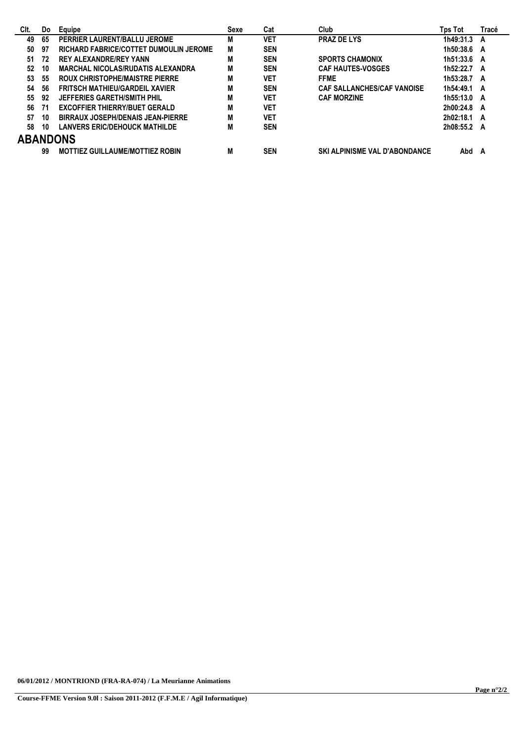| Clt. | Do | Equipe | Sexe | Cat | Club | Tps Tot | Tracé |
|---|---|---|---|---|---|---|---|
| 49 | 65 | PERRIER LAURENT/BALLU JEROME | M | VET | PRAZ DE LYS | 1h49:31.3 | A |
| 50 | 97 | RICHARD FABRICE/COTTET DUMOULIN JEROME | M | SEN | | 1h50:38.6 | A |
| 51 | 72 | REY ALEXANDRE/REY YANN | M | SEN | SPORTS CHAMONIX | 1h51:33.6 | A |
| 52 | 10 | MARCHAL NICOLAS/RUDATIS ALEXANDRA | M | SEN | CAF HAUTES-VOSGES | 1h52:22.7 | A |
| 53 | 55 | ROUX CHRISTOPHE/MAISTRE PIERRE | M | VET | FFME | 1h53:28.7 | A |
| 54 | 56 | FRITSCH MATHIEU/GARDEIL XAVIER | M | SEN | CAF SALLANCHES/CAF VANOISE | 1h54:49.1 | A |
| 55 | 92 | JEFFERIES GARETH/SMITH PHIL | M | VET | CAF MORZINE | 1h55:13.0 | A |
| 56 | 71 | EXCOFFIER THIERRY/BUET GERALD | M | VET | | 2h00:24.8 | A |
| 57 | 10 | BIRRAUX JOSEPH/DENAIS JEAN-PIERRE | M | VET | | 2h02:18.1 | A |
| 58 | 10 | LANVERS ERIC/DEHOUCK MATHILDE | M | SEN | | 2h08:55.2 | A |

## ABANDONS

| Clt. | Do | Equipe | Sexe | Cat | Club | Tps Tot | Tracé |
|---|---|---|---|---|---|---|---|
| | 99 | MOTTIEZ GUILLAUME/MOTTIEZ ROBIN | M | SEN | SKI ALPINISME VAL D'ABONDANCE | Abd | A |

06/01/2012 / MONTRIOND (FRA-RA-074) / La Meurianne Animations

Course-FFME Version 9.0l : Saison 2011-2012 (F.F.M.E / Agil Informatique)